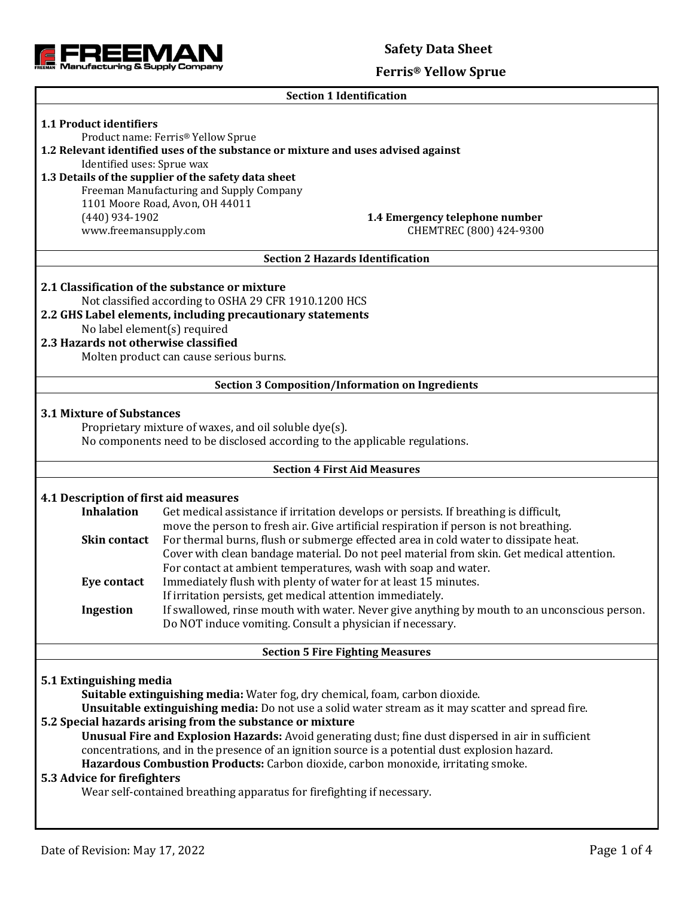FREEMAN Manufacturing & Supply Company

# Safety Data Sheet

# Ferris® Yellow Sprue

## Section 1 Identification

**1.1 Product identifiers**

Product name: Ferris® Yellow Sprue

**1.2 Relevant identified uses of the substance or mixture and uses advised against**

Identified uses: Sprue wax

**1.3 Details of the supplier of the safety data sheet**

Freeman Manufacturing and Supply Company
1101 Moore Road, Avon, OH 44011
(440) 934-1902
www.freemansupply.com

**1.4 Emergency telephone number**

CHEMTREC (800) 424-9300

## Section 2 Hazards Identification

**2.1 Classification of the substance or mixture**

Not classified according to OSHA 29 CFR 1910.1200 HCS

**2.2 GHS Label elements, including precautionary statements**

No label element(s) required

**2.3 Hazards not otherwise classified**

Molten product can cause serious burns.

## Section 3 Composition/Information on Ingredients

**3.1 Mixture of Substances**

Proprietary mixture of waxes, and oil soluble dye(s).
No components need to be disclosed according to the applicable regulations.

## Section 4 First Aid Measures

**4.1 Description of first aid measures**

**Inhalation** Get medical assistance if irritation develops or persists. If breathing is difficult, move the person to fresh air. Give artificial respiration if person is not breathing.

**Skin contact** For thermal burns, flush or submerge effected area in cold water to dissipate heat. Cover with clean bandage material. Do not peel material from skin. Get medical attention. For contact at ambient temperatures, wash with soap and water.

**Eye contact** Immediately flush with plenty of water for at least 15 minutes. If irritation persists, get medical attention immediately.

**Ingestion** If swallowed, rinse mouth with water. Never give anything by mouth to an unconscious person. Do NOT induce vomiting. Consult a physician if necessary.

## Section 5 Fire Fighting Measures

**5.1 Extinguishing media**

**Suitable extinguishing media:** Water fog, dry chemical, foam, carbon dioxide.

**Unsuitable extinguishing media:** Do not use a solid water stream as it may scatter and spread fire.

**5.2 Special hazards arising from the substance or mixture**

**Unusual Fire and Explosion Hazards:** Avoid generating dust; fine dust dispersed in air in sufficient concentrations, and in the presence of an ignition source is a potential dust explosion hazard.

**Hazardous Combustion Products:** Carbon dioxide, carbon monoxide, irritating smoke.

**5.3 Advice for firefighters**

Wear self-contained breathing apparatus for firefighting if necessary.

Date of Revision: May 17, 2022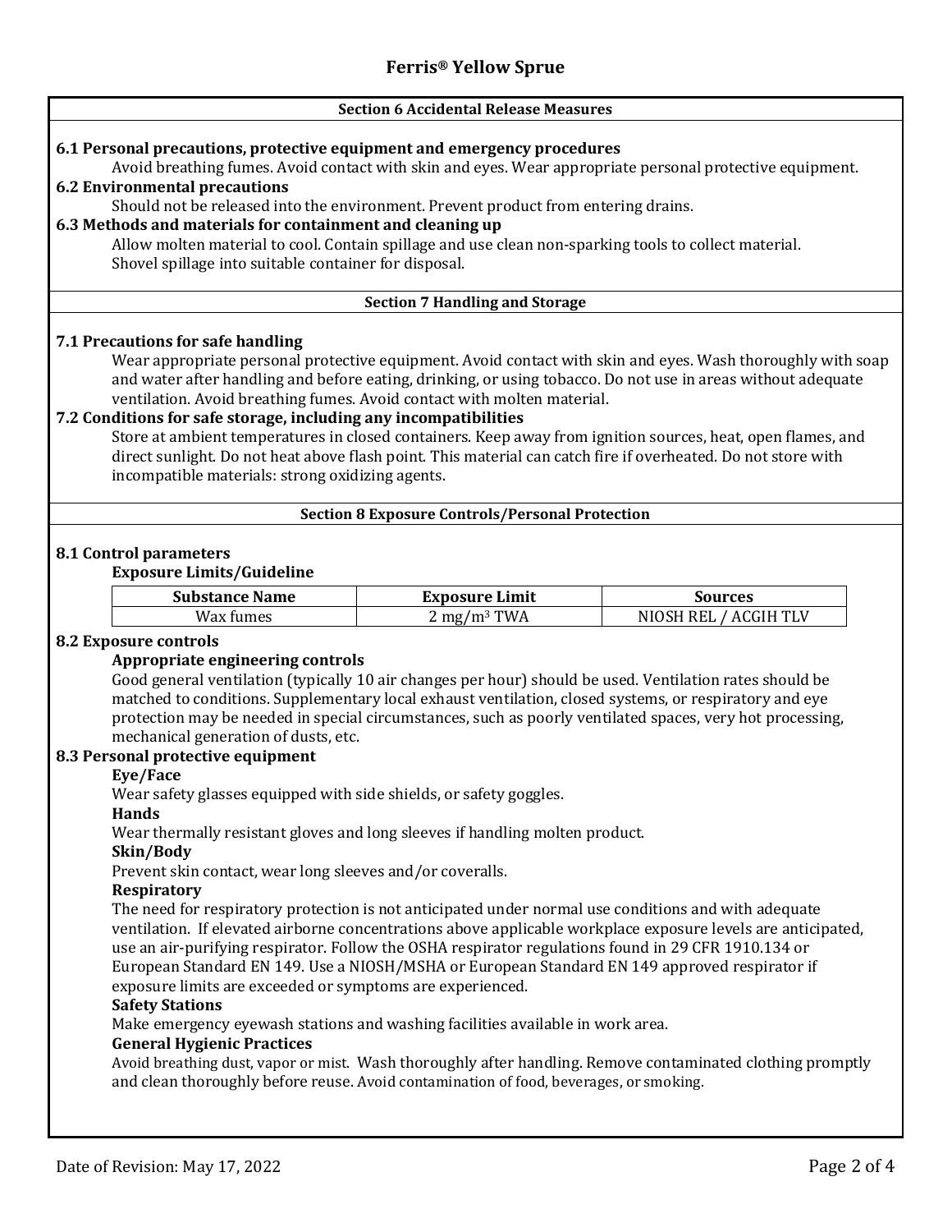## Section 6 Accidental Release Measures

**6.1 Personal precautions, protective equipment and emergency procedures**

Avoid breathing fumes. Avoid contact with skin and eyes. Wear appropriate personal protective equipment.

**6.2 Environmental precautions**

Should not be released into the environment. Prevent product from entering drains.

**6.3 Methods and materials for containment and cleaning up**

Allow molten material to cool. Contain spillage and use clean non-sparking tools to collect material. Shovel spillage into suitable container for disposal.

## Section 7 Handling and Storage

**7.1 Precautions for safe handling**

Wear appropriate personal protective equipment. Avoid contact with skin and eyes. Wash thoroughly with soap and water after handling and before eating, drinking, or using tobacco. Do not use in areas without adequate ventilation. Avoid breathing fumes. Avoid contact with molten material.

**7.2 Conditions for safe storage, including any incompatibilities**

Store at ambient temperatures in closed containers. Keep away from ignition sources, heat, open flames, and direct sunlight. Do not heat above flash point. This material can catch fire if overheated. Do not store with incompatible materials: strong oxidizing agents.

## Section 8 Exposure Controls/Personal Protection

**8.1 Control parameters**

**Exposure Limits/Guideline**

| Substance Name | Exposure Limit | Sources |
|---|---|---|
| Wax fumes | 2 $mg/m^3$ TWA | NIOSH REL / ACGIH TLV |

**8.2 Exposure controls**

**Appropriate engineering controls**

Good general ventilation (typically 10 air changes per hour) should be used. Ventilation rates should be matched to conditions. Supplementary local exhaust ventilation, closed systems, or respiratory and eye protection may be needed in special circumstances, such as poorly ventilated spaces, very hot processing, mechanical generation of dusts, etc.

**8.3 Personal protective equipment**

**Eye/Face**

Wear safety glasses equipped with side shields, or safety goggles.

**Hands**

Wear thermally resistant gloves and long sleeves if handling molten product.

**Skin/Body**

Prevent skin contact, wear long sleeves and/or coveralls.

**Respiratory**

The need for respiratory protection is not anticipated under normal use conditions and with adequate ventilation. If elevated airborne concentrations above applicable workplace exposure levels are anticipated, use an air-purifying respirator. Follow the OSHA respirator regulations found in 29 CFR 1910.134 or European Standard EN 149. Use a NIOSH/MSHA or European Standard EN 149 approved respirator if exposure limits are exceeded or symptoms are experienced.

**Safety Stations**

Make emergency eyewash stations and washing facilities available in work area.

**General Hygienic Practices**

Avoid breathing dust, vapor or mist. Wash thoroughly after handling. Remove contaminated clothing promptly and clean thoroughly before reuse. Avoid contamination of food, beverages, or smoking.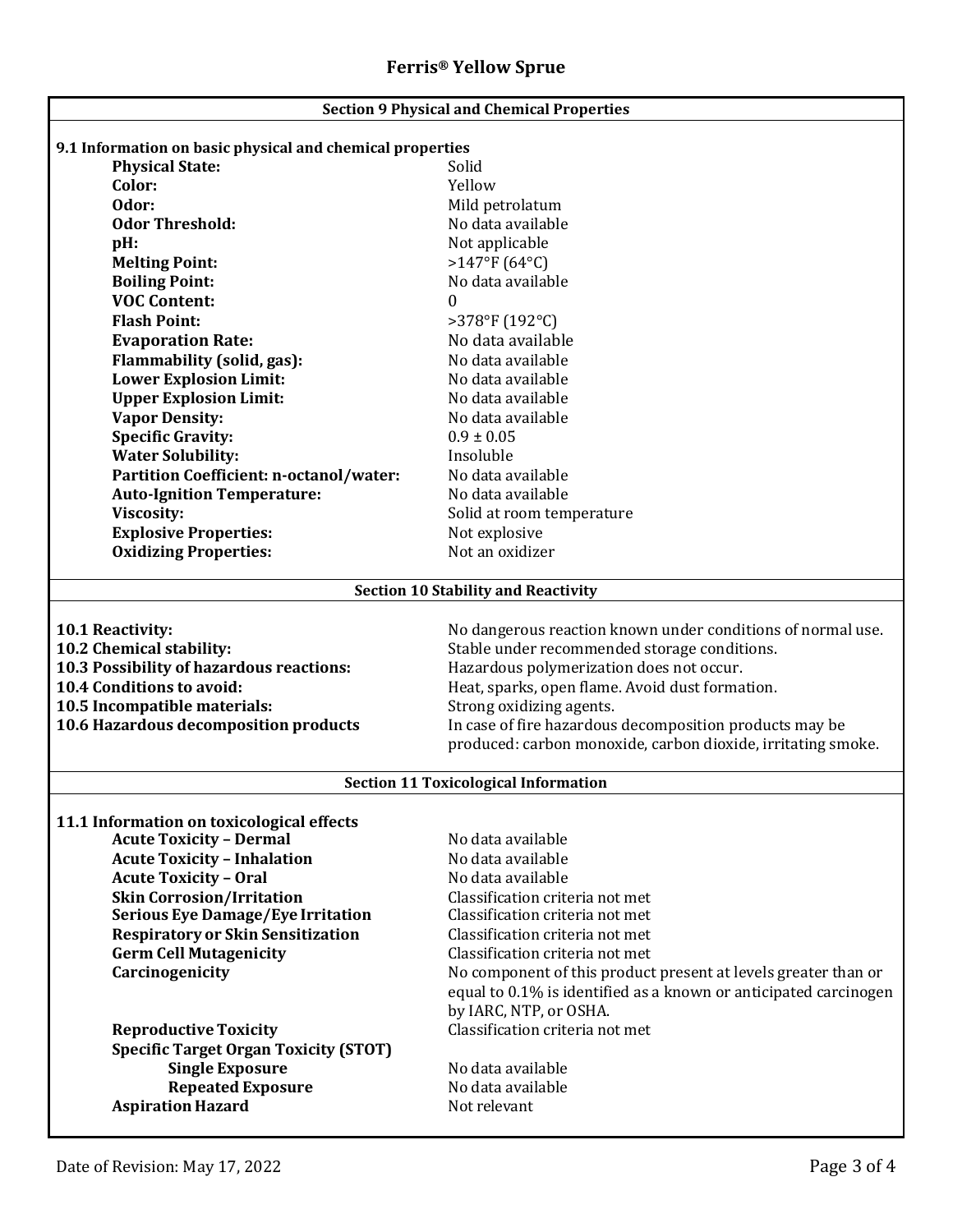## Section 9 Physical and Chemical Properties

### 9.1 Information on basic physical and chemical properties

| Property | Value |
|---|---|
| **Physical State:** | Solid |
| **Color:** | Yellow |
| **Odor:** | Mild petrolatum |
| **Odor Threshold:** | No data available |
| **pH:** | Not applicable |
| **Melting Point:** | >147°F (64°C) |
| **Boiling Point:** | No data available |
| **VOC Content:** | 0 |
| **Flash Point:** | >378°F (192°C) |
| **Evaporation Rate:** | No data available |
| **Flammability (solid, gas):** | No data available |
| **Lower Explosion Limit:** | No data available |
| **Upper Explosion Limit:** | No data available |
| **Vapor Density:** | No data available |
| **Specific Gravity:** | 0.9 ± 0.05 |
| **Water Solubility:** | Insoluble |
| **Partition Coefficient: n-octanol/water:** | No data available |
| **Auto-Ignition Temperature:** | No data available |
| **Viscosity:** | Solid at room temperature |
| **Explosive Properties:** | Not explosive |
| **Oxidizing Properties:** | Not an oxidizer |

## Section 10 Stability and Reactivity

| Item | Information |
|---|---|
| **10.1 Reactivity:** | No dangerous reaction known under conditions of normal use. |
| **10.2 Chemical stability:** | Stable under recommended storage conditions. |
| **10.3 Possibility of hazardous reactions:** | Hazardous polymerization does not occur. |
| **10.4 Conditions to avoid:** | Heat, sparks, open flame. Avoid dust formation. |
| **10.5 Incompatible materials:** | Strong oxidizing agents. |
| **10.6 Hazardous decomposition products** | In case of fire hazardous decomposition products may be produced: carbon monoxide, carbon dioxide, irritating smoke. |

## Section 11 Toxicological Information

### 11.1 Information on toxicological effects

| Effect | Information |
|---|---|
| **Acute Toxicity – Dermal** | No data available |
| **Acute Toxicity – Inhalation** | No data available |
| **Acute Toxicity – Oral** | No data available |
| **Skin Corrosion/Irritation** | Classification criteria not met |
| **Serious Eye Damage/Eye Irritation** | Classification criteria not met |
| **Respiratory or Skin Sensitization** | Classification criteria not met |
| **Germ Cell Mutagenicity** | Classification criteria not met |
| **Carcinogenicity** | No component of this product present at levels greater than or equal to 0.1% is identified as a known or anticipated carcinogen by IARC, NTP, or OSHA. |
| **Reproductive Toxicity** | Classification criteria not met |
| **Specific Target Organ Toxicity (STOT)** | |
| **Single Exposure** | No data available |
| **Repeated Exposure** | No data available |
| **Aspiration Hazard** | Not relevant |

Date of Revision: May 17, 2022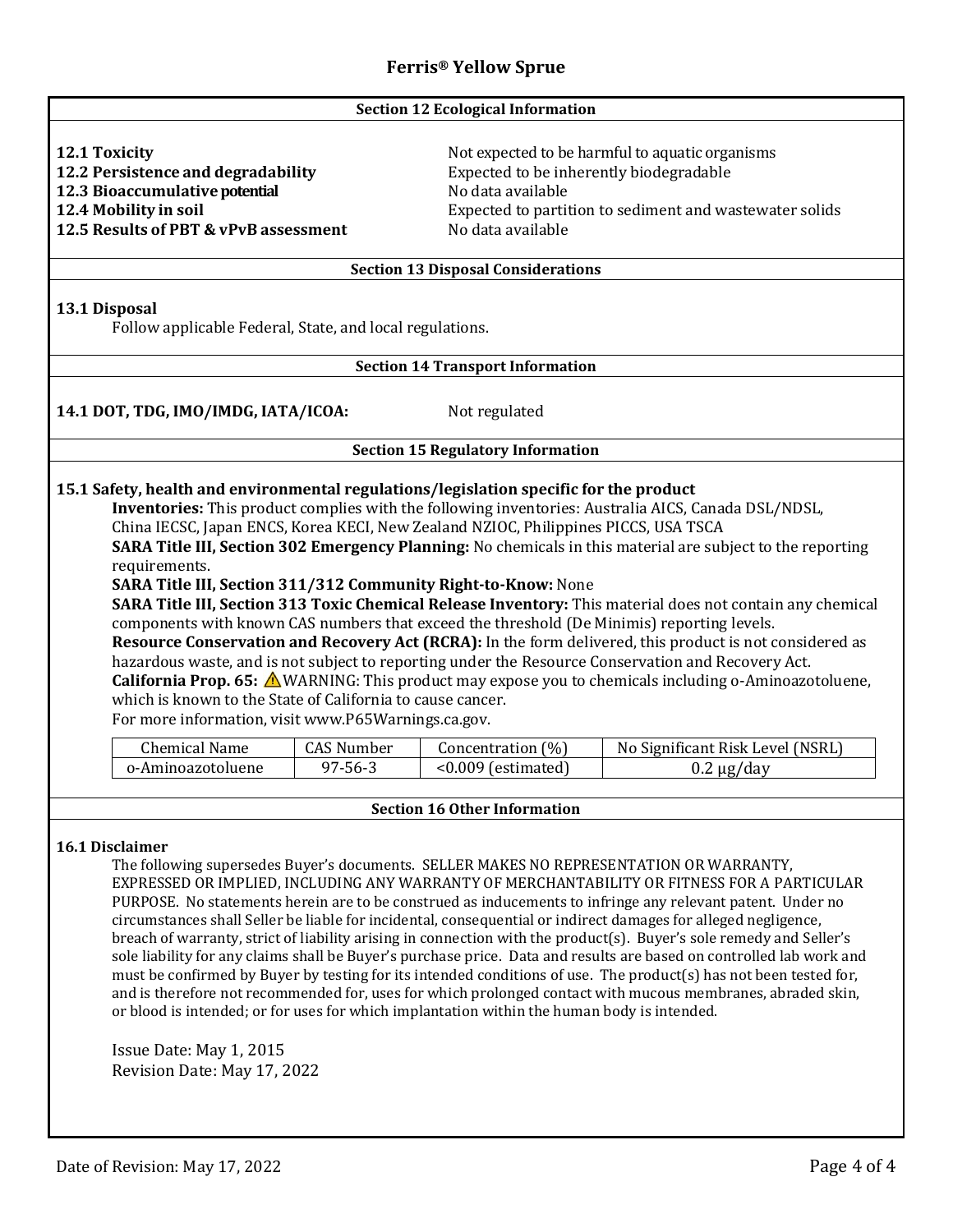## Section 12 Ecological Information

**12.1 Toxicity** Not expected to be harmful to aquatic organisms

**12.2 Persistence and degradability** Expected to be inherently biodegradable

**12.3 Bioaccumulative potential** No data available

**12.4 Mobility in soil** Expected to partition to sediment and wastewater solids

**12.5 Results of PBT & vPvB assessment** No data available

## Section 13 Disposal Considerations

**13.1 Disposal**

Follow applicable Federal, State, and local regulations.

## Section 14 Transport Information

**14.1 DOT, TDG, IMO/IMDG, IATA/ICOA:** Not regulated

## Section 15 Regulatory Information

**15.1 Safety, health and environmental regulations/legislation specific for the product**

**Inventories:** This product complies with the following inventories: Australia AICS, Canada DSL/NDSL, China IECSC, Japan ENCS, Korea KECI, New Zealand NZIOC, Philippines PICCS, USA TSCA

**SARA Title III, Section 302 Emergency Planning:** No chemicals in this material are subject to the reporting requirements.

**SARA Title III, Section 311/312 Community Right-to-Know:** None

**SARA Title III, Section 313 Toxic Chemical Release Inventory:** This material does not contain any chemical components with known CAS numbers that exceed the threshold (De Minimis) reporting levels.

**Resource Conservation and Recovery Act (RCRA):** In the form delivered, this product is not considered as hazardous waste, and is not subject to reporting under the Resource Conservation and Recovery Act.

**California Prop. 65:** ⚠WARNING: This product may expose you to chemicals including o-Aminoazotoluene, which is known to the State of California to cause cancer.

For more information, visit www.P65Warnings.ca.gov.

| Chemical Name | CAS Number | Concentration (%) | No Significant Risk Level (NSRL) |
|---|---|---|---|
| o-Aminoazotoluene | 97-56-3 | <0.009 (estimated) | 0.2 µg/day |

## Section 16 Other Information

**16.1 Disclaimer**

The following supersedes Buyer's documents. SELLER MAKES NO REPRESENTATION OR WARRANTY, EXPRESSED OR IMPLIED, INCLUDING ANY WARRANTY OF MERCHANTABILITY OR FITNESS FOR A PARTICULAR PURPOSE. No statements herein are to be construed as inducements to infringe any relevant patent. Under no circumstances shall Seller be liable for incidental, consequential or indirect damages for alleged negligence, breach of warranty, strict of liability arising in connection with the product(s). Buyer's sole remedy and Seller's sole liability for any claims shall be Buyer's purchase price. Data and results are based on controlled lab work and must be confirmed by Buyer by testing for its intended conditions of use. The product(s) has not been tested for, and is therefore not recommended for, uses for which prolonged contact with mucous membranes, abraded skin, or blood is intended; or for uses for which implantation within the human body is intended.

Issue Date: May 1, 2015

Revision Date: May 17, 2022